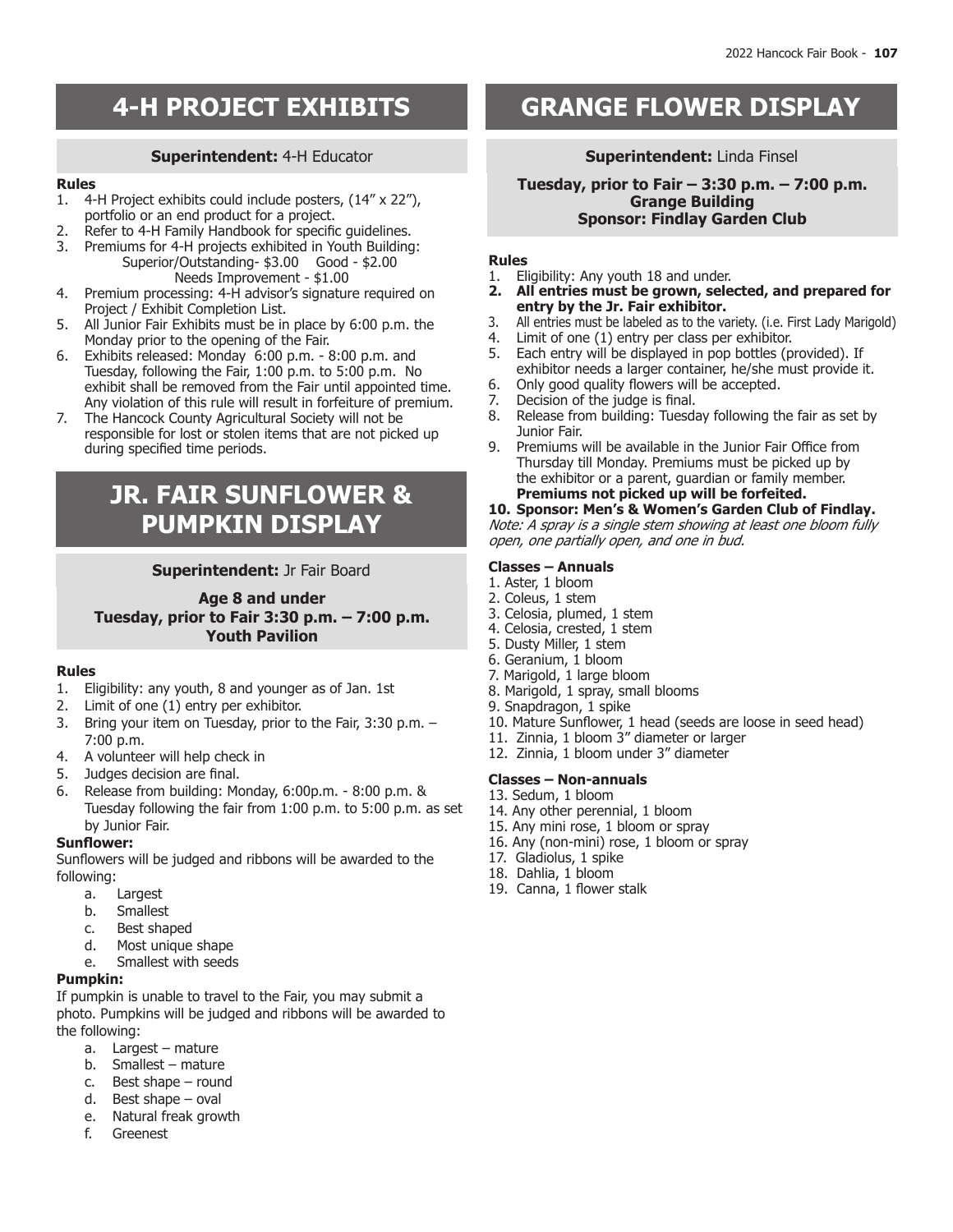# 4-H PROJECT EXHIBITS

**Superintendent:** 4-H Educator

**Rules**

1. 4-H Project exhibits could include posters, (14" x 22"), portfolio or an end product for a project.
2. Refer to 4-H Family Handbook for specific guidelines.
3. Premiums for 4-H projects exhibited in Youth Building:
   Superior/Outstanding- $3.00 Good - $2.00
   Needs Improvement - $1.00
4. Premium processing: 4-H advisor's signature required on Project / Exhibit Completion List.
5. All Junior Fair Exhibits must be in place by 6:00 p.m. the Monday prior to the opening of the Fair.
6. Exhibits released: Monday 6:00 p.m. - 8:00 p.m. and Tuesday, following the Fair, 1:00 p.m. to 5:00 p.m. No exhibit shall be removed from the Fair until appointed time. Any violation of this rule will result in forfeiture of premium.
7. The Hancock County Agricultural Society will not be responsible for lost or stolen items that are not picked up during specified time periods.

# JR. FAIR SUNFLOWER & PUMPKIN DISPLAY

**Superintendent:** Jr Fair Board

**Age 8 and under**
**Tuesday, prior to Fair 3:30 p.m. – 7:00 p.m.**
**Youth Pavilion**

**Rules**

1. Eligibility: any youth, 8 and younger as of Jan. 1st
2. Limit of one (1) entry per exhibitor.
3. Bring your item on Tuesday, prior to the Fair, 3:30 p.m. – 7:00 p.m.
4. A volunteer will help check in
5. Judges decision are final.
6. Release from building: Monday, 6:00p.m. - 8:00 p.m. & Tuesday following the fair from 1:00 p.m. to 5:00 p.m. as set by Junior Fair.

**Sunflower:**

Sunflowers will be judged and ribbons will be awarded to the following:

a. Largest
b. Smallest
c. Best shaped
d. Most unique shape
e. Smallest with seeds

**Pumpkin:**

If pumpkin is unable to travel to the Fair, you may submit a photo. Pumpkins will be judged and ribbons will be awarded to the following:

a. Largest – mature
b. Smallest – mature
c. Best shape – round
d. Best shape – oval
e. Natural freak growth
f. Greenest

# GRANGE FLOWER DISPLAY

**Superintendent:** Linda Finsel

**Tuesday, prior to Fair – 3:30 p.m. – 7:00 p.m.**
**Grange Building**
**Sponsor: Findlay Garden Club**

**Rules**

1. Eligibility: Any youth 18 and under.
2. **All entries must be grown, selected, and prepared for entry by the Jr. Fair exhibitor.**
3. All entries must be labeled as to the variety. (i.e. First Lady Marigold)
4. Limit of one (1) entry per class per exhibitor.
5. Each entry will be displayed in pop bottles (provided). If exhibitor needs a larger container, he/she must provide it.
6. Only good quality flowers will be accepted.
7. Decision of the judge is final.
8. Release from building: Tuesday following the fair as set by Junior Fair.
9. Premiums will be available in the Junior Fair Office from Thursday till Monday. Premiums must be picked up by the exhibitor or a parent, guardian or family member. **Premiums not picked up will be forfeited.**
10. **Sponsor: Men's & Women's Garden Club of Findlay.**

*Note: A spray is a single stem showing at least one bloom fully open, one partially open, and one in bud.*

**Classes – Annuals**

1. Aster, 1 bloom
2. Coleus, 1 stem
3. Celosia, plumed, 1 stem
4. Celosia, crested, 1 stem
5. Dusty Miller, 1 stem
6. Geranium, 1 bloom
7. Marigold, 1 large bloom
8. Marigold, 1 spray, small blooms
9. Snapdragon, 1 spike
10. Mature Sunflower, 1 head (seeds are loose in seed head)
11. Zinnia, 1 bloom 3" diameter or larger
12. Zinnia, 1 bloom under 3" diameter

**Classes – Non-annuals**

13. Sedum, 1 bloom
14. Any other perennial, 1 bloom
15. Any mini rose, 1 bloom or spray
16. Any (non-mini) rose, 1 bloom or spray
17. Gladiolus, 1 spike
18. Dahlia, 1 bloom
19. Canna, 1 flower stalk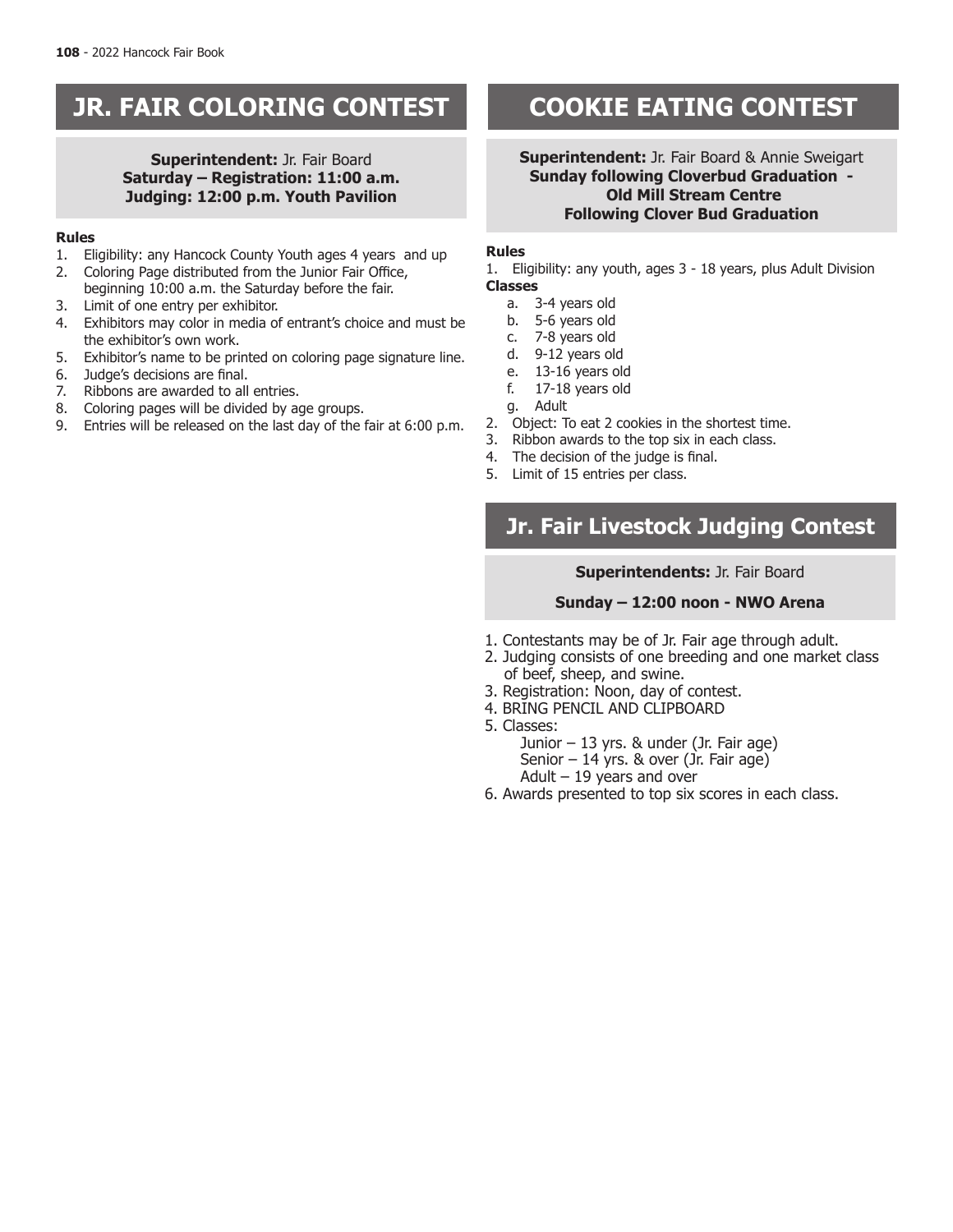## JR. FAIR COLORING CONTEST

**Superintendent:** Jr. Fair Board
**Saturday – Registration: 11:00 a.m.**
**Judging: 12:00 p.m. Youth Pavilion**

**Rules**

1. Eligibility: any Hancock County Youth ages 4 years and up
2. Coloring Page distributed from the Junior Fair Office, beginning 10:00 a.m. the Saturday before the fair.
3. Limit of one entry per exhibitor.
4. Exhibitors may color in media of entrant's choice and must be the exhibitor's own work.
5. Exhibitor's name to be printed on coloring page signature line.
6. Judge's decisions are final.
7. Ribbons are awarded to all entries.
8. Coloring pages will be divided by age groups.
9. Entries will be released on the last day of the fair at 6:00 p.m.

## COOKIE EATING CONTEST

**Superintendent:** Jr. Fair Board & Annie Sweigart
**Sunday following Cloverbud Graduation - Old Mill Stream Centre**
**Following Clover Bud Graduation**

**Rules**

1. Eligibility: any youth, ages 3 - 18 years, plus Adult Division

**Classes**

   a. 3-4 years old
   b. 5-6 years old
   c. 7-8 years old
   d. 9-12 years old
   e. 13-16 years old
   f. 17-18 years old
   g. Adult

2. Object: To eat 2 cookies in the shortest time.
3. Ribbon awards to the top six in each class.
4. The decision of the judge is final.
5. Limit of 15 entries per class.

## Jr. Fair Livestock Judging Contest

**Superintendents:** Jr. Fair Board

**Sunday – 12:00 noon - NWO Arena**

1. Contestants may be of Jr. Fair age through adult.
2. Judging consists of one breeding and one market class of beef, sheep, and swine.
3. Registration: Noon, day of contest.
4. BRING PENCIL AND CLIPBOARD
5. Classes:
   Junior – 13 yrs. & under (Jr. Fair age)
   Senior – 14 yrs. & over (Jr. Fair age)
   Adult – 19 years and over
6. Awards presented to top six scores in each class.